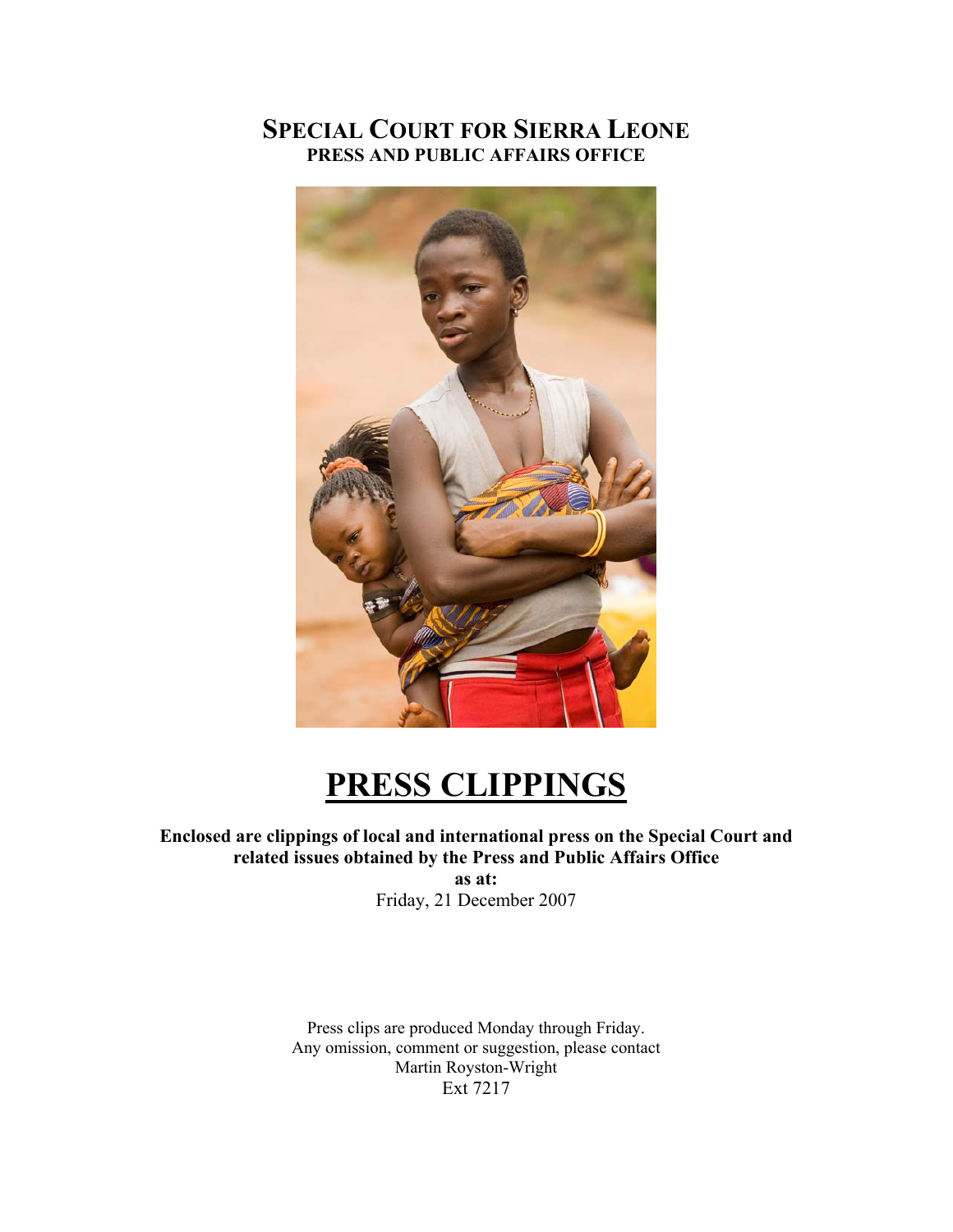# SPECIAL COURT FOR SIERRA LEONE

**PRESS AND PUBLIC AFFAIRS OFFICE**

# PRESS CLIPPINGS

**Enclosed are clippings of local and international press on the Special Court and related issues obtained by the Press and Public Affairs Office**

**as at:**

Friday, 21 December 2007

Press clips are produced Monday through Friday.
Any omission, comment or suggestion, please contact
Martin Royston-Wright
Ext 7217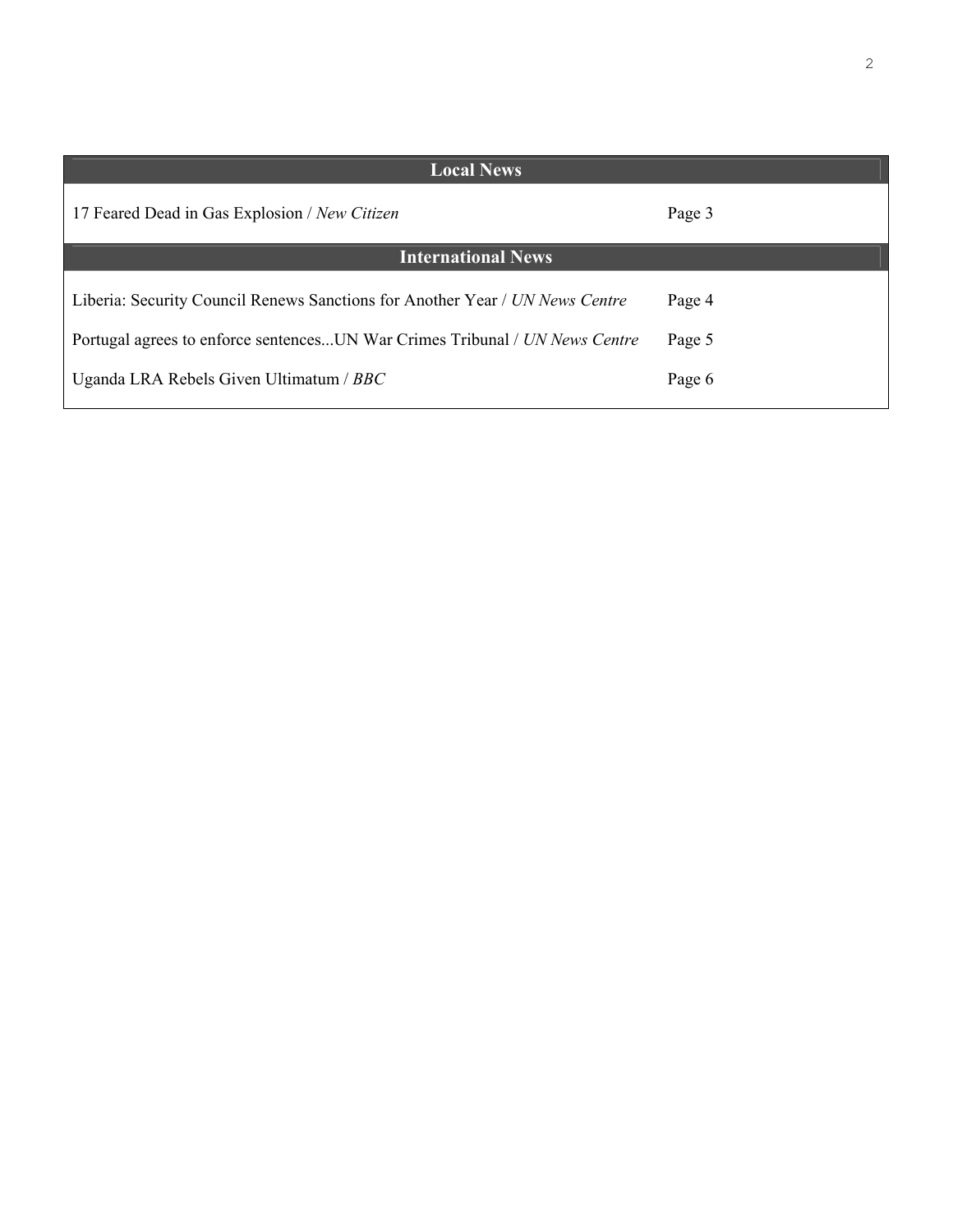| Local News | |
|---|---|
| 17 Feared Dead in Gas Explosion / *New Citizen* | Page 3 |
| **International News** | |
| Liberia: Security Council Renews Sanctions for Another Year / *UN News Centre* | Page 4 |
| Portugal agrees to enforce sentences...UN War Crimes Tribunal / *UN News Centre* | Page 5 |
| Uganda LRA Rebels Given Ultimatum / *BBC* | Page 6 |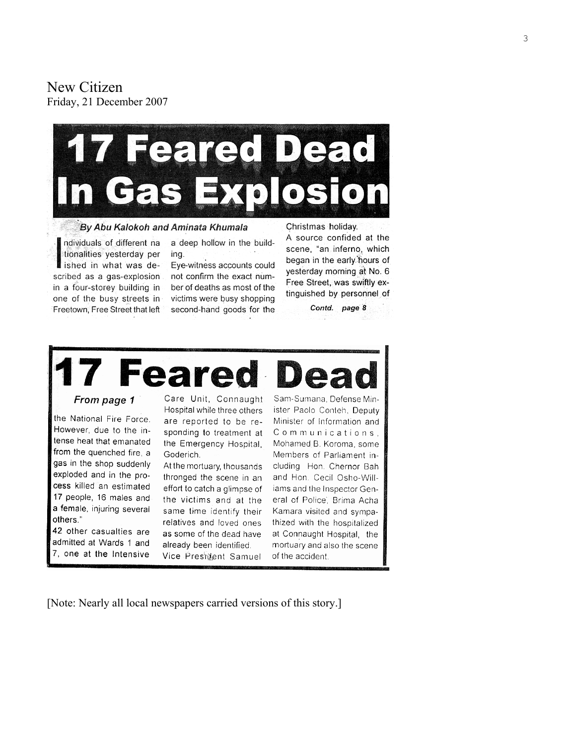New Citizen
Friday, 21 December 2007

# 17 Feared Dead In Gas Explosion

*By Abu Kalokoh and Aminata Khumala*

Individuals of different nationalities yesterday perished in what was described as a gas-explosion in a four-storey building in one of the busy streets in Freetown, Free Street that left a deep hollow in the building.

Eye-witness accounts could not confirm the exact number of deaths as most of the victims were busy shopping second-hand goods for the Christmas holiday.

A source confided at the scene, "an inferno, which began in the early hours of yesterday morning at No. 6 Free Street, was swiftly extinguished by personnel of

*Contd. page 8*

# 17 Feared Dead

*From page 1*

the National Fire Force. However, due to the intense heat that emanated from the quenched fire, a gas in the shop suddenly exploded and in the process killed an estimated 17 people, 16 males and a female, injuring several others."

42 other casualties are admitted at Wards 1 and 7, one at the Intensive Care Unit, Connaught Hospital while three others are reported to be responding to treatment at the Emergency Hospital, Goderich.

At the mortuary, thousands thronged the scene in an effort to catch a glimpse of the victims and at the same time identify their relatives and loved ones as some of the dead have already been identified.

Vice President Samuel Sam-Sumana, Defense Minister Paolo Conteh, Deputy Minister of Information and Communications, Mohamed B. Koroma, some Members of Parliament including Hon. Chernor Bah and Hon. Cecil Osho-Williams and the Inspector General of Police, Brima Acha Kamara visited and sympathized with the hospitalized at Connaught Hospital, the mortuary and also the scene of the accident.

[Note: Nearly all local newspapers carried versions of this story.]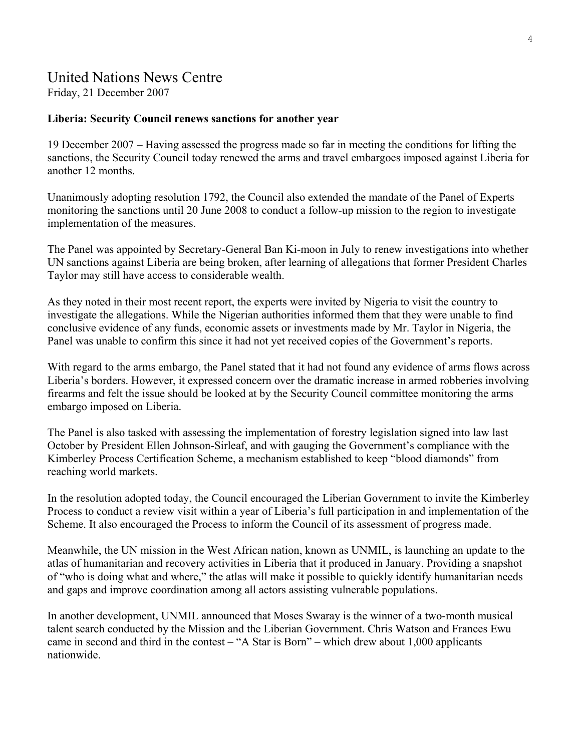# United Nations News Centre

Friday, 21 December 2007

**Liberia: Security Council renews sanctions for another year**

19 December 2007 – Having assessed the progress made so far in meeting the conditions for lifting the sanctions, the Security Council today renewed the arms and travel embargoes imposed against Liberia for another 12 months.

Unanimously adopting resolution 1792, the Council also extended the mandate of the Panel of Experts monitoring the sanctions until 20 June 2008 to conduct a follow-up mission to the region to investigate implementation of the measures.

The Panel was appointed by Secretary-General Ban Ki-moon in July to renew investigations into whether UN sanctions against Liberia are being broken, after learning of allegations that former President Charles Taylor may still have access to considerable wealth.

As they noted in their most recent report, the experts were invited by Nigeria to visit the country to investigate the allegations. While the Nigerian authorities informed them that they were unable to find conclusive evidence of any funds, economic assets or investments made by Mr. Taylor in Nigeria, the Panel was unable to confirm this since it had not yet received copies of the Government's reports.

With regard to the arms embargo, the Panel stated that it had not found any evidence of arms flows across Liberia's borders. However, it expressed concern over the dramatic increase in armed robberies involving firearms and felt the issue should be looked at by the Security Council committee monitoring the arms embargo imposed on Liberia.

The Panel is also tasked with assessing the implementation of forestry legislation signed into law last October by President Ellen Johnson-Sirleaf, and with gauging the Government's compliance with the Kimberley Process Certification Scheme, a mechanism established to keep "blood diamonds" from reaching world markets.

In the resolution adopted today, the Council encouraged the Liberian Government to invite the Kimberley Process to conduct a review visit within a year of Liberia's full participation in and implementation of the Scheme. It also encouraged the Process to inform the Council of its assessment of progress made.

Meanwhile, the UN mission in the West African nation, known as UNMIL, is launching an update to the atlas of humanitarian and recovery activities in Liberia that it produced in January. Providing a snapshot of "who is doing what and where," the atlas will make it possible to quickly identify humanitarian needs and gaps and improve coordination among all actors assisting vulnerable populations.

In another development, UNMIL announced that Moses Swaray is the winner of a two-month musical talent search conducted by the Mission and the Liberian Government. Chris Watson and Frances Ewu came in second and third in the contest – "A Star is Born" – which drew about 1,000 applicants nationwide.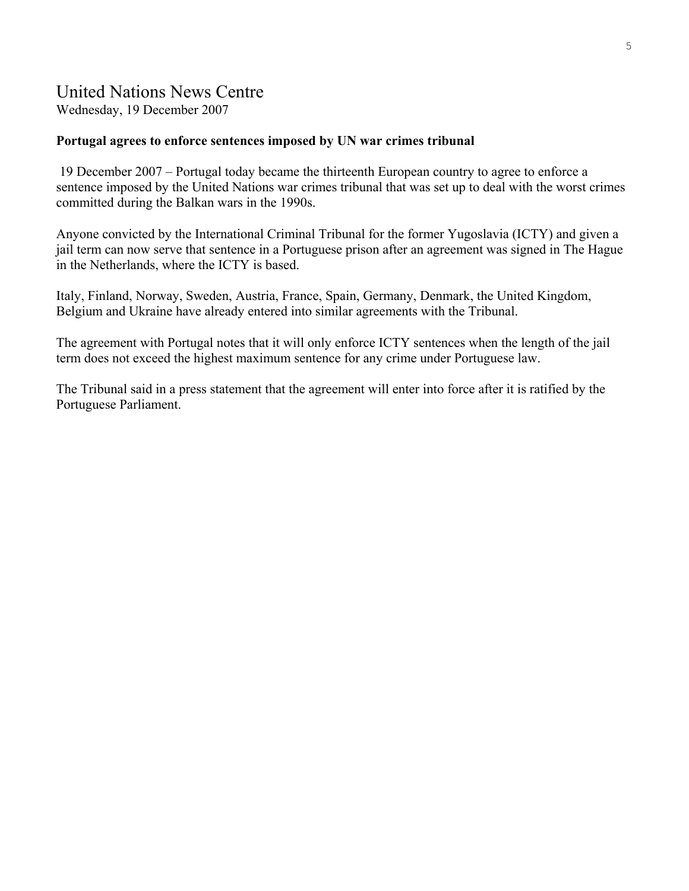# United Nations News Centre

Wednesday, 19 December 2007

**Portugal agrees to enforce sentences imposed by UN war crimes tribunal**

19 December 2007 – Portugal today became the thirteenth European country to agree to enforce a sentence imposed by the United Nations war crimes tribunal that was set up to deal with the worst crimes committed during the Balkan wars in the 1990s.

Anyone convicted by the International Criminal Tribunal for the former Yugoslavia (ICTY) and given a jail term can now serve that sentence in a Portuguese prison after an agreement was signed in The Hague in the Netherlands, where the ICTY is based.

Italy, Finland, Norway, Sweden, Austria, France, Spain, Germany, Denmark, the United Kingdom, Belgium and Ukraine have already entered into similar agreements with the Tribunal.

The agreement with Portugal notes that it will only enforce ICTY sentences when the length of the jail term does not exceed the highest maximum sentence for any crime under Portuguese law.

The Tribunal said in a press statement that the agreement will enter into force after it is ratified by the Portuguese Parliament.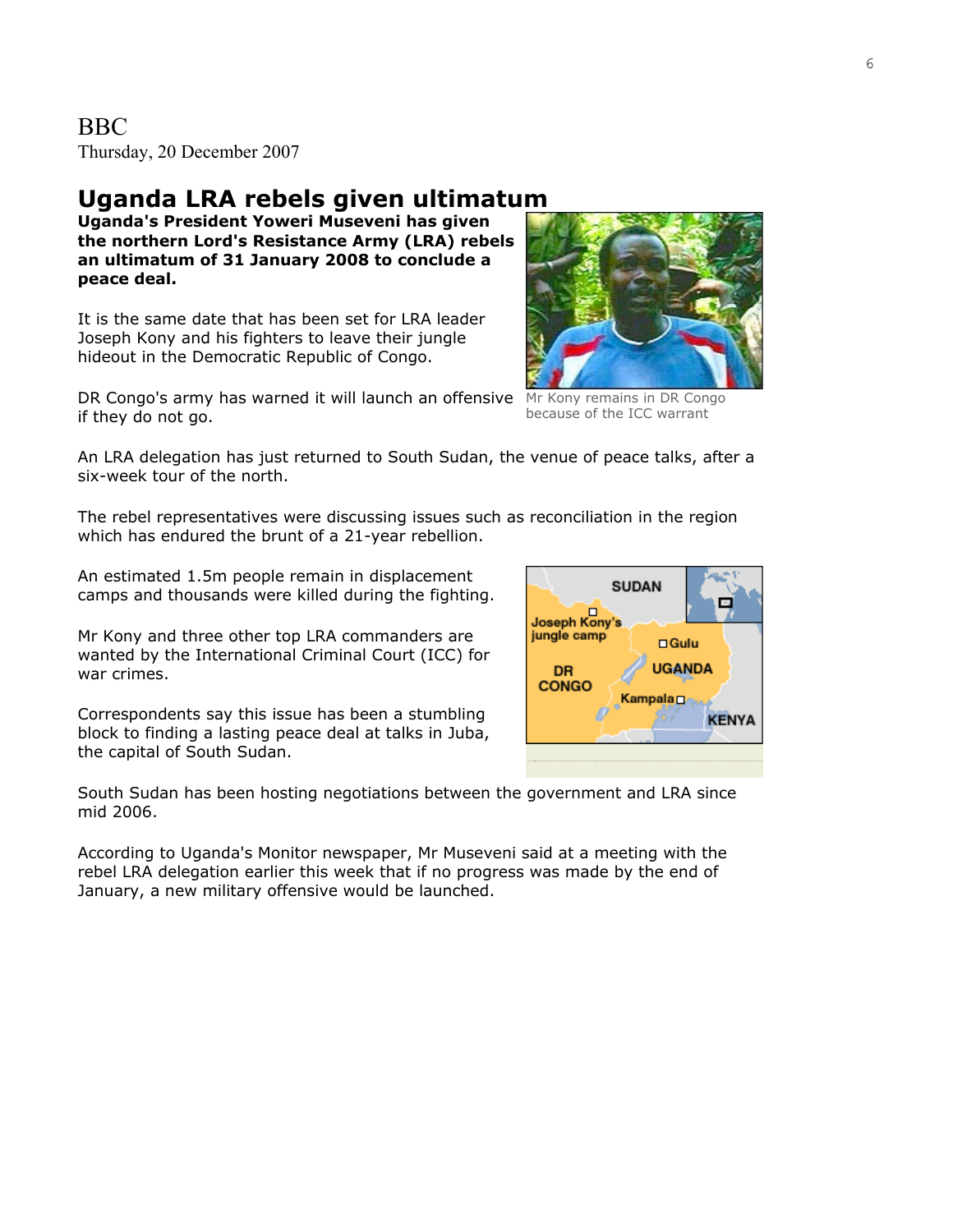BBC
Thursday, 20 December 2007

# Uganda LRA rebels given ultimatum

**Uganda's President Yoweri Museveni has given the northern Lord's Resistance Army (LRA) rebels an ultimatum of 31 January 2008 to conclude a peace deal.**

It is the same date that has been set for LRA leader Joseph Kony and his fighters to leave their jungle hideout in the Democratic Republic of Congo.

DR Congo's army has warned it will launch an offensive if they do not go.

Mr Kony remains in DR Congo because of the ICC warrant

An LRA delegation has just returned to South Sudan, the venue of peace talks, after a six-week tour of the north.

The rebel representatives were discussing issues such as reconciliation in the region which has endured the brunt of a 21-year rebellion.

An estimated 1.5m people remain in displacement camps and thousands were killed during the fighting.

Mr Kony and three other top LRA commanders are wanted by the International Criminal Court (ICC) for war crimes.

Correspondents say this issue has been a stumbling block to finding a lasting peace deal at talks in Juba, the capital of South Sudan.

SUDAN
Joseph Kony's jungle camp
Gulu
DR CONGO
UGANDA
Kampala
KENYA

South Sudan has been hosting negotiations between the government and LRA since mid 2006.

According to Uganda's Monitor newspaper, Mr Museveni said at a meeting with the rebel LRA delegation earlier this week that if no progress was made by the end of January, a new military offensive would be launched.